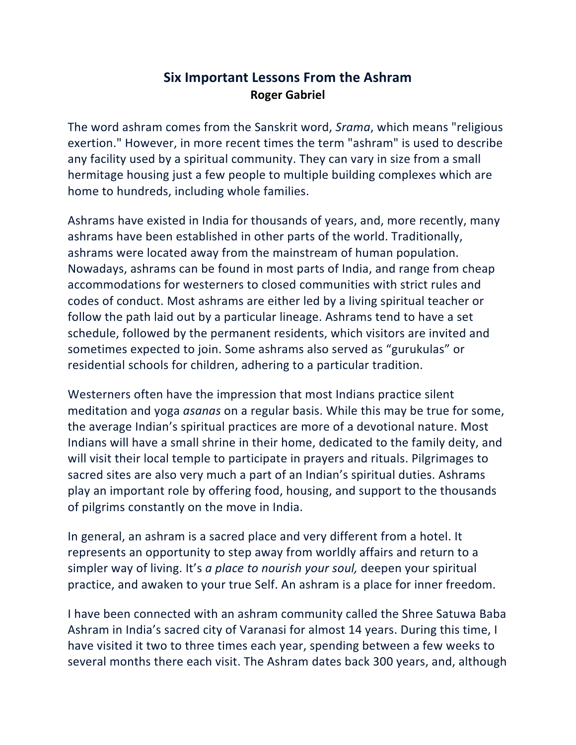# Six Important Lessons From the Ashram

**Roger Gabriel**

The word ashram comes from the Sanskrit word, *Srama*, which means "religious exertion." However, in more recent times the term "ashram" is used to describe any facility used by a spiritual community. They can vary in size from a small hermitage housing just a few people to multiple building complexes which are home to hundreds, including whole families.

Ashrams have existed in India for thousands of years, and, more recently, many ashrams have been established in other parts of the world. Traditionally, ashrams were located away from the mainstream of human population. Nowadays, ashrams can be found in most parts of India, and range from cheap accommodations for westerners to closed communities with strict rules and codes of conduct. Most ashrams are either led by a living spiritual teacher or follow the path laid out by a particular lineage. Ashrams tend to have a set schedule, followed by the permanent residents, which visitors are invited and sometimes expected to join. Some ashrams also served as "gurukulas" or residential schools for children, adhering to a particular tradition.

Westerners often have the impression that most Indians practice silent meditation and yoga *asanas* on a regular basis. While this may be true for some, the average Indian's spiritual practices are more of a devotional nature. Most Indians will have a small shrine in their home, dedicated to the family deity, and will visit their local temple to participate in prayers and rituals. Pilgrimages to sacred sites are also very much a part of an Indian's spiritual duties. Ashrams play an important role by offering food, housing, and support to the thousands of pilgrims constantly on the move in India.

In general, an ashram is a sacred place and very different from a hotel. It represents an opportunity to step away from worldly affairs and return to a simpler way of living. It's *a place to nourish your soul,* deepen your spiritual practice, and awaken to your true Self. An ashram is a place for inner freedom.

I have been connected with an ashram community called the Shree Satuwa Baba Ashram in India's sacred city of Varanasi for almost 14 years. During this time, I have visited it two to three times each year, spending between a few weeks to several months there each visit. The Ashram dates back 300 years, and, although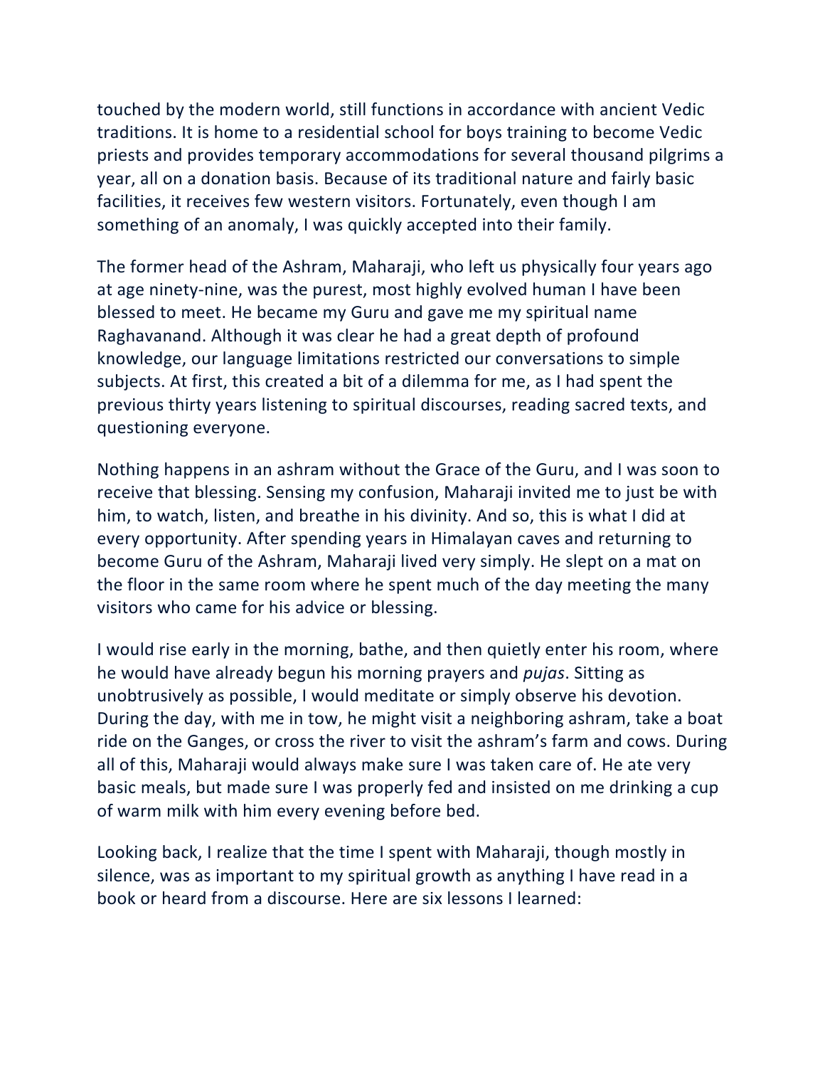touched by the modern world, still functions in accordance with ancient Vedic traditions. It is home to a residential school for boys training to become Vedic priests and provides temporary accommodations for several thousand pilgrims a year, all on a donation basis. Because of its traditional nature and fairly basic facilities, it receives few western visitors. Fortunately, even though I am something of an anomaly, I was quickly accepted into their family.

The former head of the Ashram, Maharaji, who left us physically four years ago at age ninety-nine, was the purest, most highly evolved human I have been blessed to meet. He became my Guru and gave me my spiritual name Raghavanand. Although it was clear he had a great depth of profound knowledge, our language limitations restricted our conversations to simple subjects. At first, this created a bit of a dilemma for me, as I had spent the previous thirty years listening to spiritual discourses, reading sacred texts, and questioning everyone.

Nothing happens in an ashram without the Grace of the Guru, and I was soon to receive that blessing. Sensing my confusion, Maharaji invited me to just be with him, to watch, listen, and breathe in his divinity. And so, this is what I did at every opportunity. After spending years in Himalayan caves and returning to become Guru of the Ashram, Maharaji lived very simply. He slept on a mat on the floor in the same room where he spent much of the day meeting the many visitors who came for his advice or blessing.

I would rise early in the morning, bathe, and then quietly enter his room, where he would have already begun his morning prayers and *pujas*. Sitting as unobtrusively as possible, I would meditate or simply observe his devotion. During the day, with me in tow, he might visit a neighboring ashram, take a boat ride on the Ganges, or cross the river to visit the ashram's farm and cows. During all of this, Maharaji would always make sure I was taken care of. He ate very basic meals, but made sure I was properly fed and insisted on me drinking a cup of warm milk with him every evening before bed.

Looking back, I realize that the time I spent with Maharaji, though mostly in silence, was as important to my spiritual growth as anything I have read in a book or heard from a discourse. Here are six lessons I learned: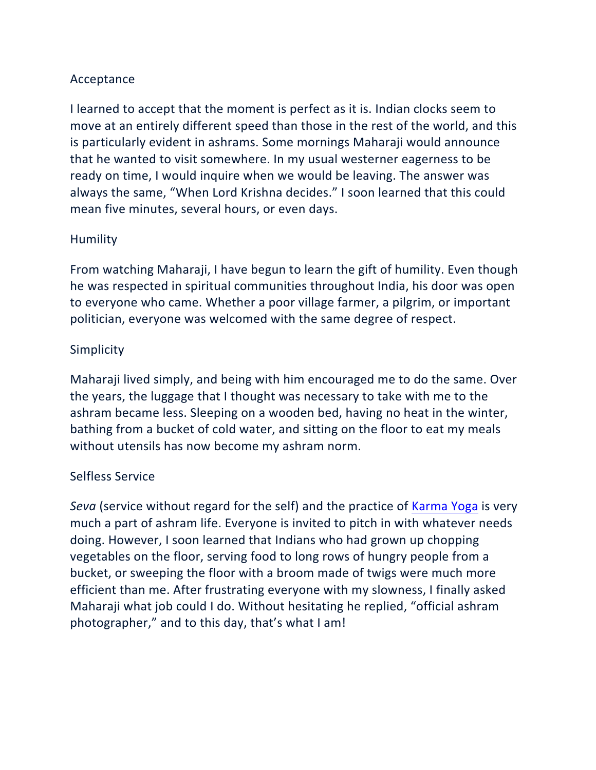## Acceptance

I learned to accept that the moment is perfect as it is. Indian clocks seem to move at an entirely different speed than those in the rest of the world, and this is particularly evident in ashrams. Some mornings Maharaji would announce that he wanted to visit somewhere. In my usual westerner eagerness to be ready on time, I would inquire when we would be leaving. The answer was always the same, "When Lord Krishna decides." I soon learned that this could mean five minutes, several hours, or even days.

## Humility

From watching Maharaji, I have begun to learn the gift of humility. Even though he was respected in spiritual communities throughout India, his door was open to everyone who came. Whether a poor village farmer, a pilgrim, or important politician, everyone was welcomed with the same degree of respect.

## Simplicity

Maharaji lived simply, and being with him encouraged me to do the same. Over the years, the luggage that I thought was necessary to take with me to the ashram became less. Sleeping on a wooden bed, having no heat in the winter, bathing from a bucket of cold water, and sitting on the floor to eat my meals without utensils has now become my ashram norm.

## Selfless Service

*Seva* (service without regard for the self) and the practice of Karma Yoga is very much a part of ashram life. Everyone is invited to pitch in with whatever needs doing. However, I soon learned that Indians who had grown up chopping vegetables on the floor, serving food to long rows of hungry people from a bucket, or sweeping the floor with a broom made of twigs were much more efficient than me. After frustrating everyone with my slowness, I finally asked Maharaji what job could I do. Without hesitating he replied, "official ashram photographer," and to this day, that's what I am!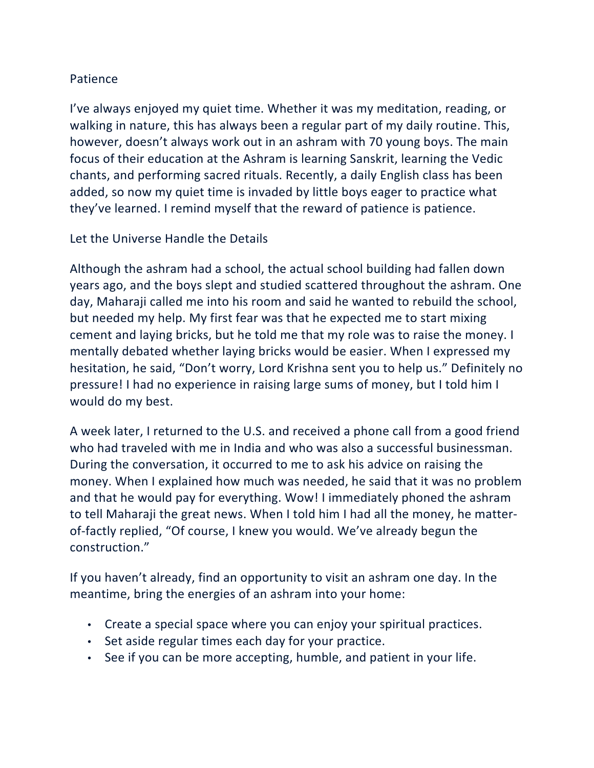## Patience

I've always enjoyed my quiet time. Whether it was my meditation, reading, or walking in nature, this has always been a regular part of my daily routine. This, however, doesn't always work out in an ashram with 70 young boys. The main focus of their education at the Ashram is learning Sanskrit, learning the Vedic chants, and performing sacred rituals. Recently, a daily English class has been added, so now my quiet time is invaded by little boys eager to practice what they've learned. I remind myself that the reward of patience is patience.

## Let the Universe Handle the Details

Although the ashram had a school, the actual school building had fallen down years ago, and the boys slept and studied scattered throughout the ashram. One day, Maharaji called me into his room and said he wanted to rebuild the school, but needed my help. My first fear was that he expected me to start mixing cement and laying bricks, but he told me that my role was to raise the money. I mentally debated whether laying bricks would be easier. When I expressed my hesitation, he said, "Don't worry, Lord Krishna sent you to help us." Definitely no pressure! I had no experience in raising large sums of money, but I told him I would do my best.

A week later, I returned to the U.S. and received a phone call from a good friend who had traveled with me in India and who was also a successful businessman. During the conversation, it occurred to me to ask his advice on raising the money. When I explained how much was needed, he said that it was no problem and that he would pay for everything. Wow! I immediately phoned the ashram to tell Maharaji the great news. When I told him I had all the money, he matter-of-factly replied, "Of course, I knew you would. We've already begun the construction."

If you haven't already, find an opportunity to visit an ashram one day. In the meantime, bring the energies of an ashram into your home:

- Create a special space where you can enjoy your spiritual practices.
- Set aside regular times each day for your practice.
- See if you can be more accepting, humble, and patient in your life.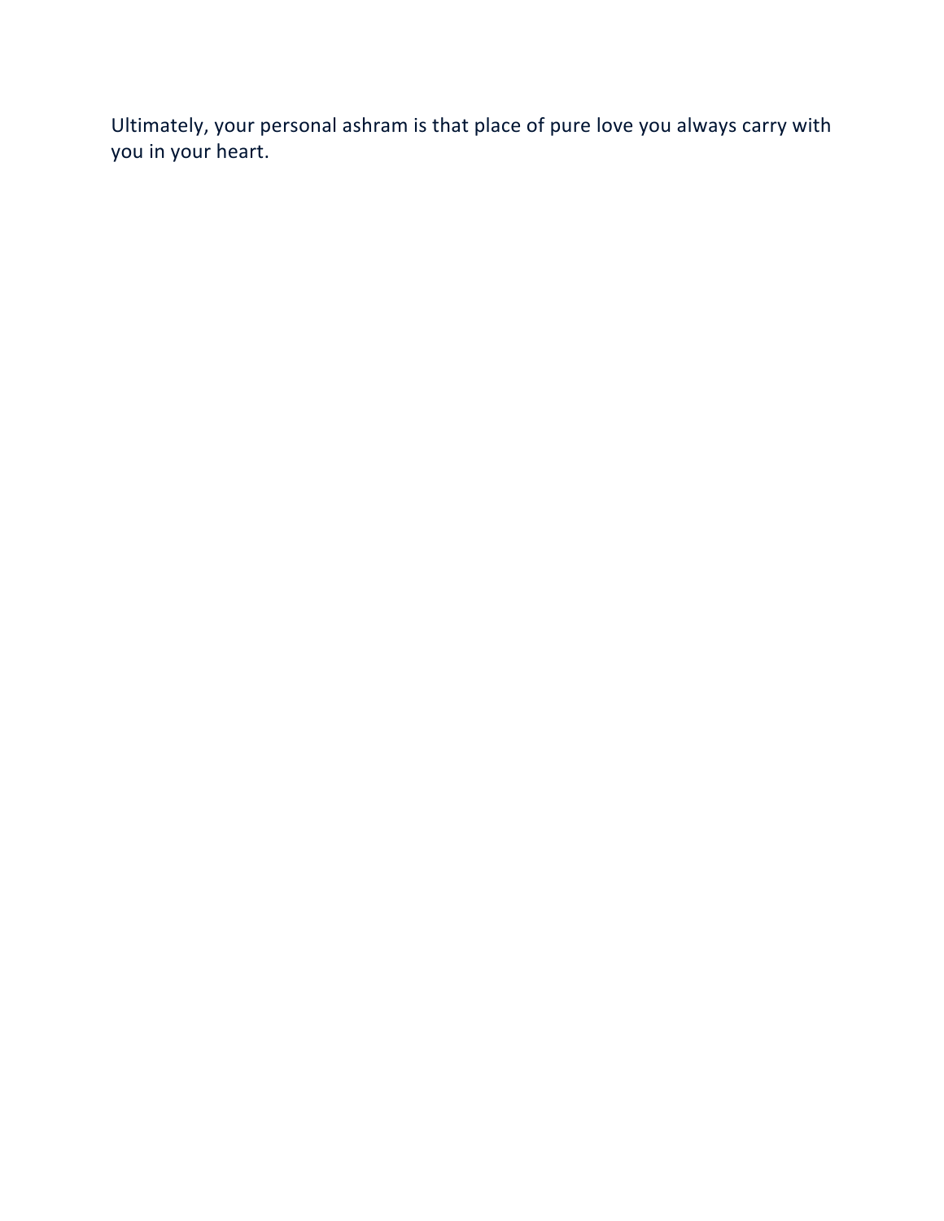Ultimately, your personal ashram is that place of pure love you always carry with you in your heart.